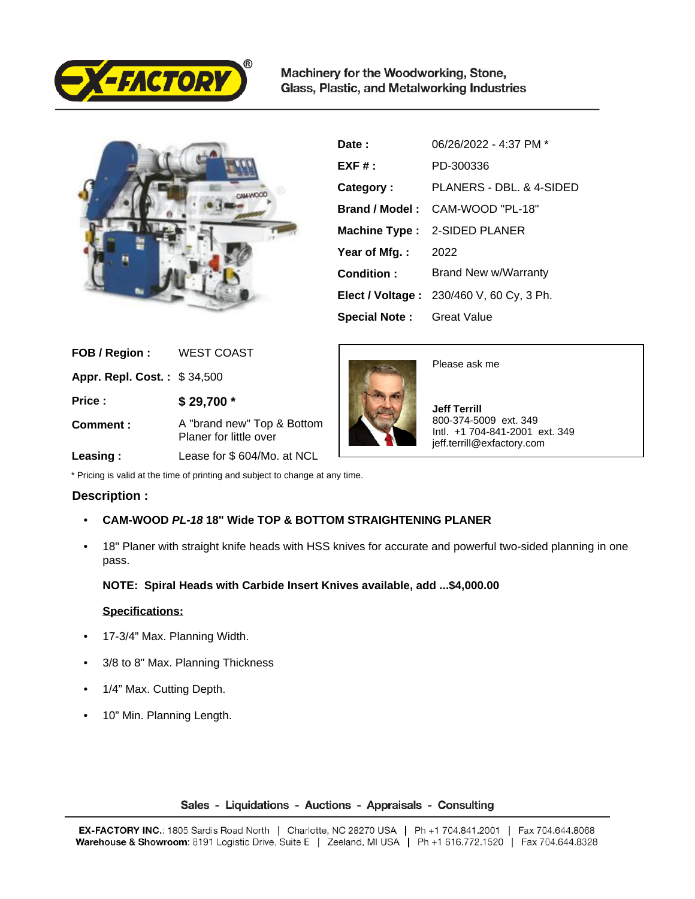Machinery for the Woodworking, Stone, Glass, Plastic, and Metalworking Industries

| | |
|---|---|
| **Date :** | 06/26/2022 - 4:37 PM * |
| **EXF # :** | PD-300336 |
| **Category :** | PLANERS - DBL. & 4-SIDED |
| **Brand / Model :** | CAM-WOOD "PL-18" |
| **Machine Type :** | 2-SIDED PLANER |
| **Year of Mfg. :** | 2022 |
| **Condition :** | Brand New w/Warranty |
| **Elect / Voltage :** | 230/460 V, 60 Cy, 3 Ph. |
| **Special Note :** | Great Value |

| | |
|---|---|
| **FOB / Region :** | WEST COAST |
| **Appr. Repl. Cost. :** | $ 34,500 |
| **Price :** | **$ 29,700 *** |
| **Comment :** | A "brand new" Top & Bottom Planer for little over |
| **Leasing :** | Lease for $ 604/Mo. at NCL |

Please ask me

**Jeff Terrill**
800-374-5009 ext. 349
Intl. +1 704-841-2001 ext. 349
jeff.terrill@exfactory.com

* Pricing is valid at the time of printing and subject to change at any time.

## Description :

- **CAM-WOOD *PL-18* 18" Wide TOP & BOTTOM STRAIGHTENING PLANER**
- 18" Planer with straight knife heads with HSS knives for accurate and powerful two-sided planning in one pass.

**NOTE: Spiral Heads with Carbide Insert Knives available, add ...$4,000.00**

**Specifications:**

- 17-3/4" Max. Planning Width.
- 3/8 to 8" Max. Planning Thickness
- 1/4" Max. Cutting Depth.
- 10" Min. Planning Length.

Sales - Liquidations - Auctions - Appraisals - Consulting

**EX-FACTORY INC.**: 1805 Sardis Road North | Charlotte, NC 28270 USA | Ph +1 704.841.2001 | Fax 704.644.8068
**Warehouse & Showroom**: 8191 Logistic Drive, Suite E | Zeeland, MI USA | Ph +1 616.772.1520 | Fax 704.644.8328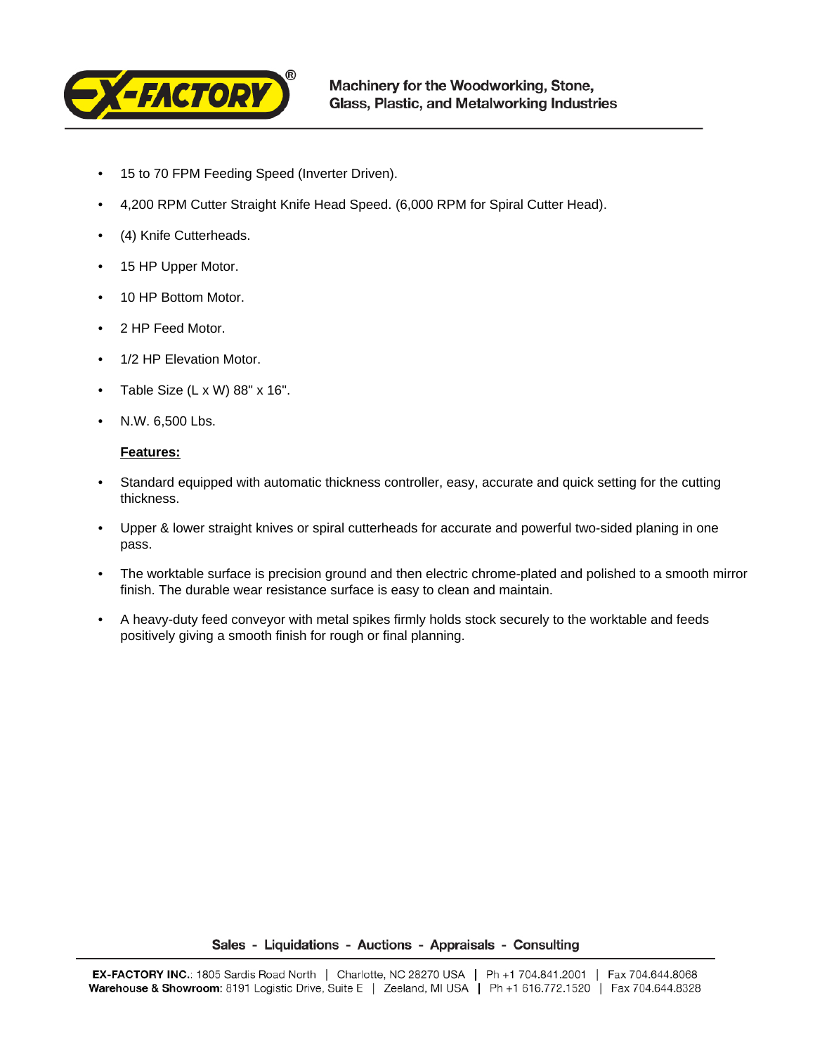- 15 to 70 FPM Feeding Speed (Inverter Driven).
- 4,200 RPM Cutter Straight Knife Head Speed. (6,000 RPM for Spiral Cutter Head).
- (4) Knife Cutterheads.
- 15 HP Upper Motor.
- 10 HP Bottom Motor.
- 2 HP Feed Motor.
- 1/2 HP Elevation Motor.
- Table Size (L x W) 88" x 16".
- N.W. 6,500 Lbs.

**Features:**

- Standard equipped with automatic thickness controller, easy, accurate and quick setting for the cutting thickness.
- Upper & lower straight knives or spiral cutterheads for accurate and powerful two-sided planing in one pass.
- The worktable surface is precision ground and then electric chrome-plated and polished to a smooth mirror finish. The durable wear resistance surface is easy to clean and maintain.
- A heavy-duty feed conveyor with metal spikes firmly holds stock securely to the worktable and feeds positively giving a smooth finish for rough or final planning.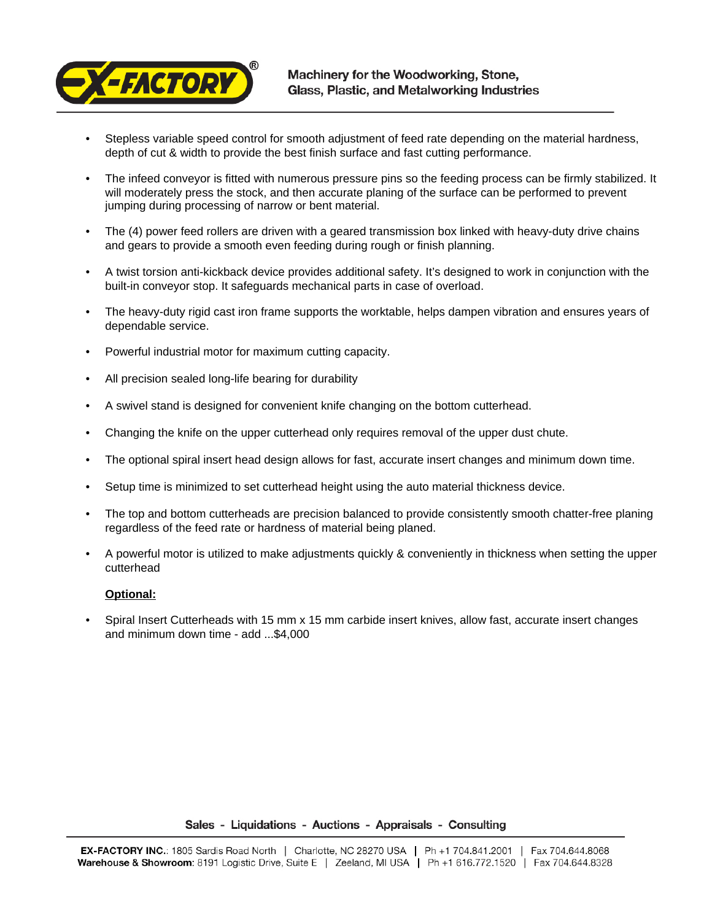- Stepless variable speed control for smooth adjustment of feed rate depending on the material hardness, depth of cut & width to provide the best finish surface and fast cutting performance.
- The infeed conveyor is fitted with numerous pressure pins so the feeding process can be firmly stabilized. It will moderately press the stock, and then accurate planing of the surface can be performed to prevent jumping during processing of narrow or bent material.
- The (4) power feed rollers are driven with a geared transmission box linked with heavy-duty drive chains and gears to provide a smooth even feeding during rough or finish planning.
- A twist torsion anti-kickback device provides additional safety. It's designed to work in conjunction with the built-in conveyor stop. It safeguards mechanical parts in case of overload.
- The heavy-duty rigid cast iron frame supports the worktable, helps dampen vibration and ensures years of dependable service.
- Powerful industrial motor for maximum cutting capacity.
- All precision sealed long-life bearing for durability
- A swivel stand is designed for convenient knife changing on the bottom cutterhead.
- Changing the knife on the upper cutterhead only requires removal of the upper dust chute.
- The optional spiral insert head design allows for fast, accurate insert changes and minimum down time.
- Setup time is minimized to set cutterhead height using the auto material thickness device.
- The top and bottom cutterheads are precision balanced to provide consistently smooth chatter-free planing regardless of the feed rate or hardness of material being planed.
- A powerful motor is utilized to make adjustments quickly & conveniently in thickness when setting the upper cutterhead

**Optional:**

- Spiral Insert Cutterheads with 15 mm x 15 mm carbide insert knives, allow fast, accurate insert changes and minimum down time - add ...$4,000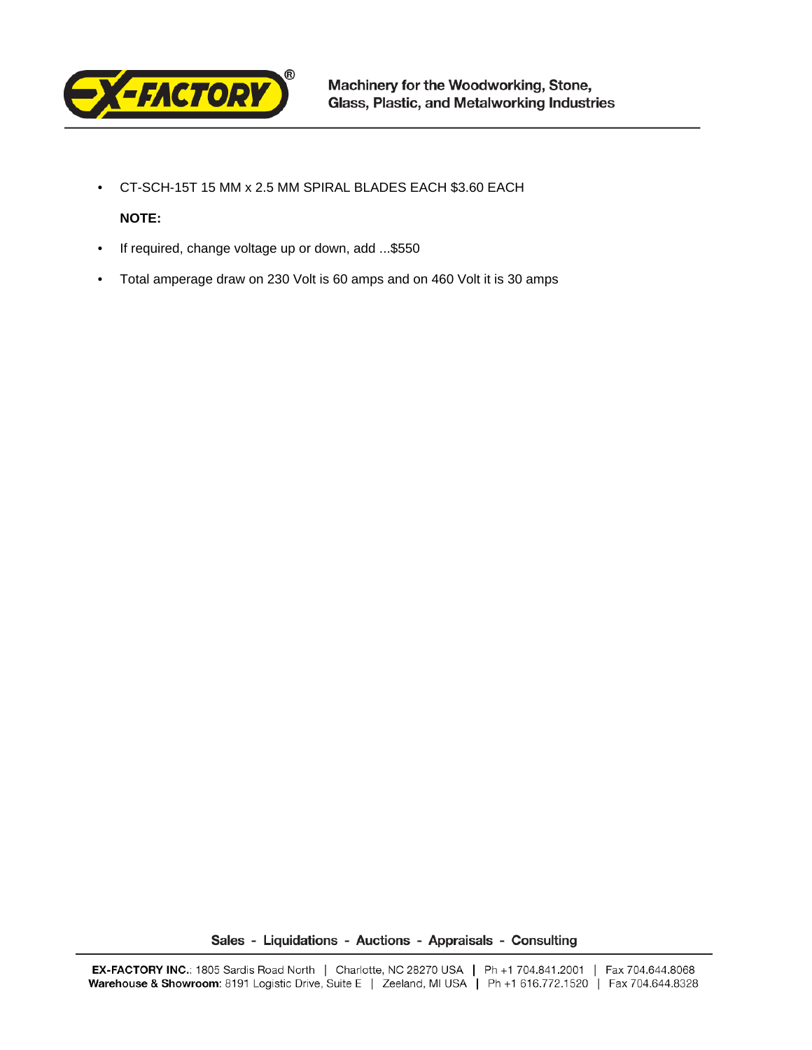- CT-SCH-15T 15 MM x 2.5 MM SPIRAL BLADES EACH $3.60 EACH

  **NOTE:**

- If required, change voltage up or down, add ...$550
- Total amperage draw on 230 Volt is 60 amps and on 460 Volt it is 30 amps